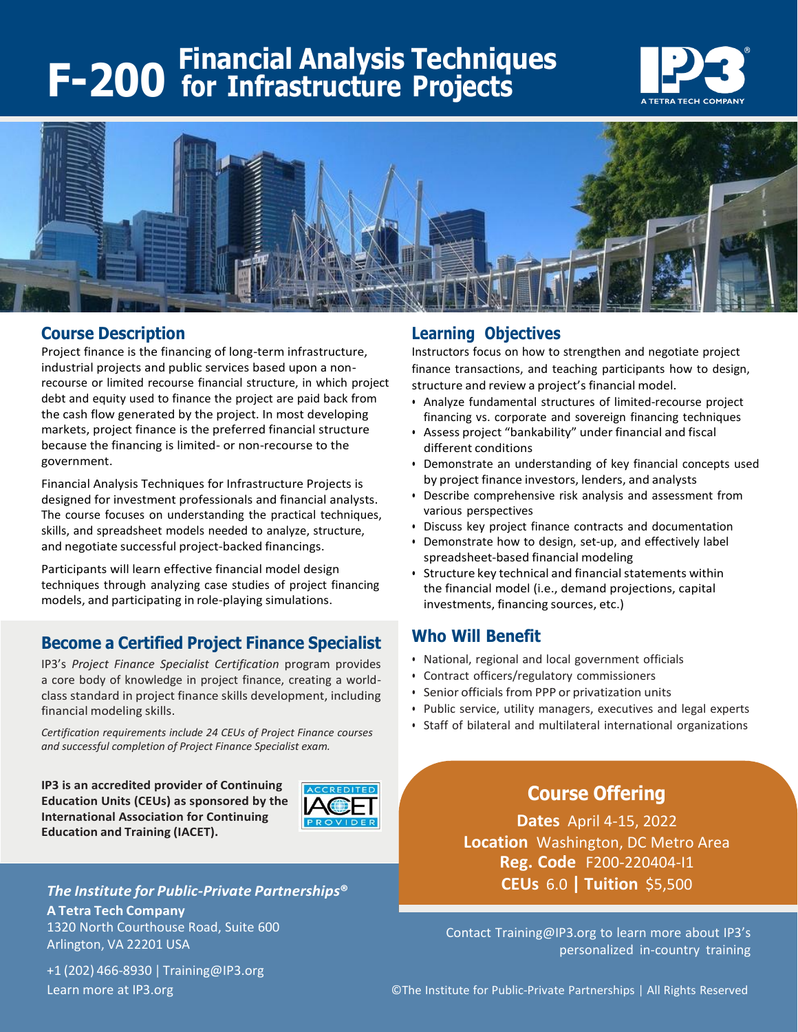# F-200 Financial Analysis Techniques for Infrastructure Projects

IP3 A TETRA TECH COMPANY

## Course Description

Project finance is the financing of long-term infrastructure, industrial projects and public services based upon a non-recourse or limited recourse financial structure, in which project debt and equity used to finance the project are paid back from the cash flow generated by the project. In most developing markets, project finance is the preferred financial structure because the financing is limited- or non-recourse to the government.

Financial Analysis Techniques for Infrastructure Projects is designed for investment professionals and financial analysts. The course focuses on understanding the practical techniques, skills, and spreadsheet models needed to analyze, structure, and negotiate successful project-backed financings.

Participants will learn effective financial model design techniques through analyzing case studies of project financing models, and participating in role-playing simulations.

## Become a Certified Project Finance Specialist

IP3's *Project Finance Specialist Certification* program provides a core body of knowledge in project finance, creating a world-class standard in project finance skills development, including financial modeling skills.

*Certification requirements include 24 CEUs of Project Finance courses and successful completion of Project Finance Specialist exam.*

**IP3 is an accredited provider of Continuing Education Units (CEUs) as sponsored by the International Association for Continuing Education and Training (IACET).**

ACCREDITED IACET PROVIDER

## Learning Objectives

Instructors focus on how to strengthen and negotiate project finance transactions, and teaching participants how to design, structure and review a project's financial model.

- Analyze fundamental structures of limited-recourse project financing vs. corporate and sovereign financing techniques
- Assess project "bankability" under financial and fiscal different conditions
- Demonstrate an understanding of key financial concepts used by project finance investors, lenders, and analysts
- Describe comprehensive risk analysis and assessment from various perspectives
- Discuss key project finance contracts and documentation
- Demonstrate how to design, set-up, and effectively label spreadsheet-based financial modeling
- Structure key technical and financial statements within the financial model (i.e., demand projections, capital investments, financing sources, etc.)

## Who Will Benefit

- National, regional and local government officials
- Contract officers/regulatory commissioners
- Senior officials from PPP or privatization units
- Public service, utility managers, executives and legal experts
- Staff of bilateral and multilateral international organizations

## Course Offering

**Dates** April 4-15, 2022
**Location** Washington, DC Metro Area
**Reg. Code** F200-220404-I1
**CEUs** 6.0 **|** **Tuition** $5,500

***The Institute for Public-Private Partnerships®***
**A Tetra Tech Company**
1320 North Courthouse Road, Suite 600
Arlington, VA 22201 USA

+1 (202) 466-8930 | Training@IP3.org
Learn more at IP3.org

Contact Training@IP3.org to learn more about IP3's personalized in-country training

©The Institute for Public-Private Partnerships | All Rights Reserved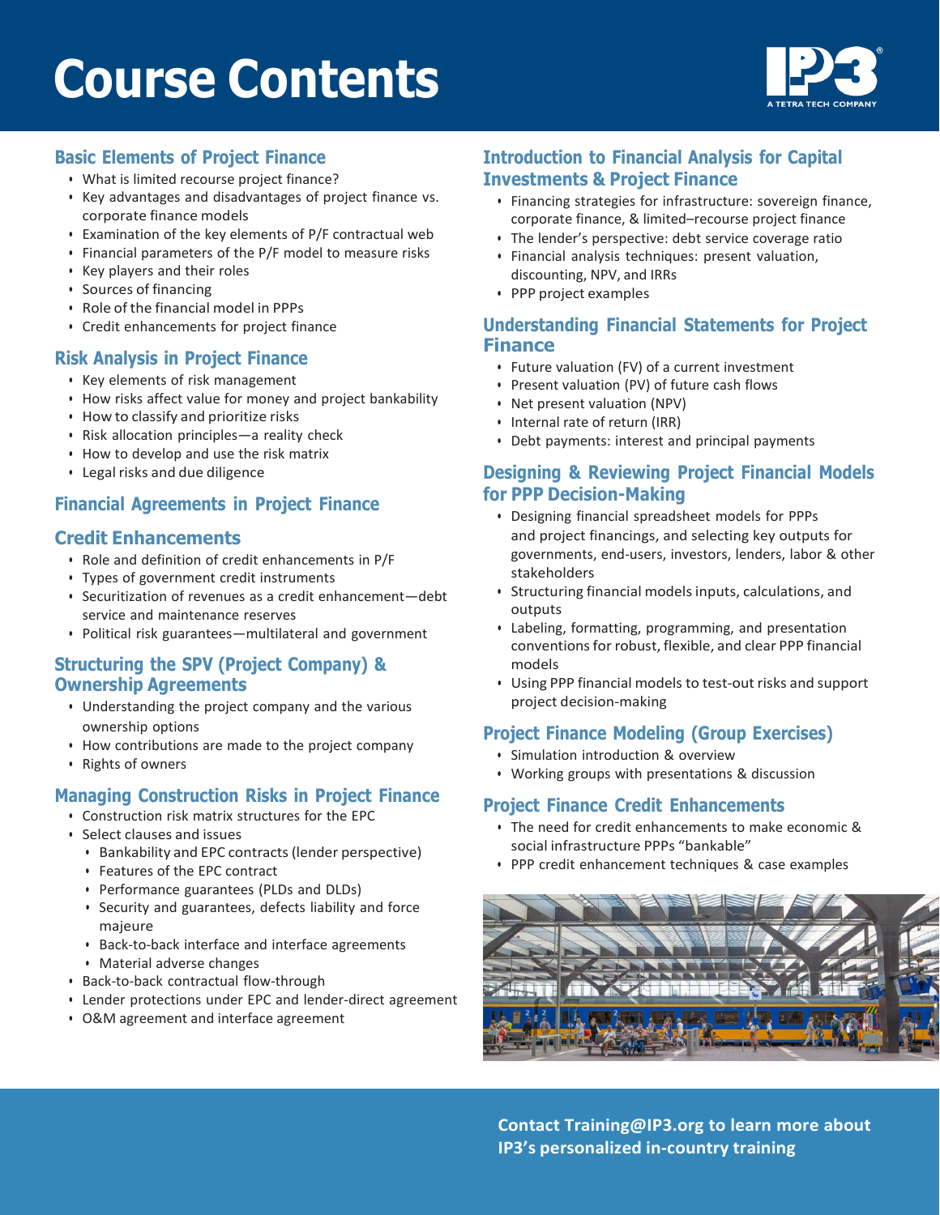# Course Contents

## Basic Elements of Project Finance

- What is limited recourse project finance?
- Key advantages and disadvantages of project finance vs. corporate finance models
- Examination of the key elements of P/F contractual web
- Financial parameters of the P/F model to measure risks
- Key players and their roles
- Sources of financing
- Role of the financial model in PPPs
- Credit enhancements for project finance

## Risk Analysis in Project Finance

- Key elements of risk management
- How risks affect value for money and project bankability
- How to classify and prioritize risks
- Risk allocation principles—a reality check
- How to develop and use the risk matrix
- Legal risks and due diligence

## Financial Agreements in Project Finance

## Credit Enhancements

- Role and definition of credit enhancements in P/F
- Types of government credit instruments
- Securitization of revenues as a credit enhancement—debt service and maintenance reserves
- Political risk guarantees—multilateral and government

## Structuring the SPV (Project Company) & Ownership Agreements

- Understanding the project company and the various ownership options
- How contributions are made to the project company
- Rights of owners

## Managing Construction Risks in Project Finance

- Construction risk matrix structures for the EPC
- Select clauses and issues
  - Bankability and EPC contracts (lender perspective)
  - Features of the EPC contract
  - Performance guarantees (PLDs and DLDs)
  - Security and guarantees, defects liability and force majeure
  - Back-to-back interface and interface agreements
  - Material adverse changes
- Back-to-back contractual flow-through
- Lender protections under EPC and lender-direct agreement
- O&M agreement and interface agreement

## Introduction to Financial Analysis for Capital Investments & Project Finance

- Financing strategies for infrastructure: sovereign finance, corporate finance, & limited–recourse project finance
- The lender's perspective: debt service coverage ratio
- Financial analysis techniques: present valuation, discounting, NPV, and IRRs
- PPP project examples

## Understanding Financial Statements for Project Finance

- Future valuation (FV) of a current investment
- Present valuation (PV) of future cash flows
- Net present valuation (NPV)
- Internal rate of return (IRR)
- Debt payments: interest and principal payments

## Designing & Reviewing Project Financial Models for PPP Decision-Making

- Designing financial spreadsheet models for PPPs and project financings, and selecting key outputs for governments, end-users, investors, lenders, labor & other stakeholders
- Structuring financial models inputs, calculations, and outputs
- Labeling, formatting, programming, and presentation conventions for robust, flexible, and clear PPP financial models
- Using PPP financial models to test-out risks and support project decision-making

## Project Finance Modeling (Group Exercises)

- Simulation introduction & overview
- Working groups with presentations & discussion

## Project Finance Credit Enhancements

- The need for credit enhancements to make economic & social infrastructure PPPs "bankable"
- PPP credit enhancement techniques & case examples

**Contact Training@IP3.org to learn more about IP3's personalized in-country training**